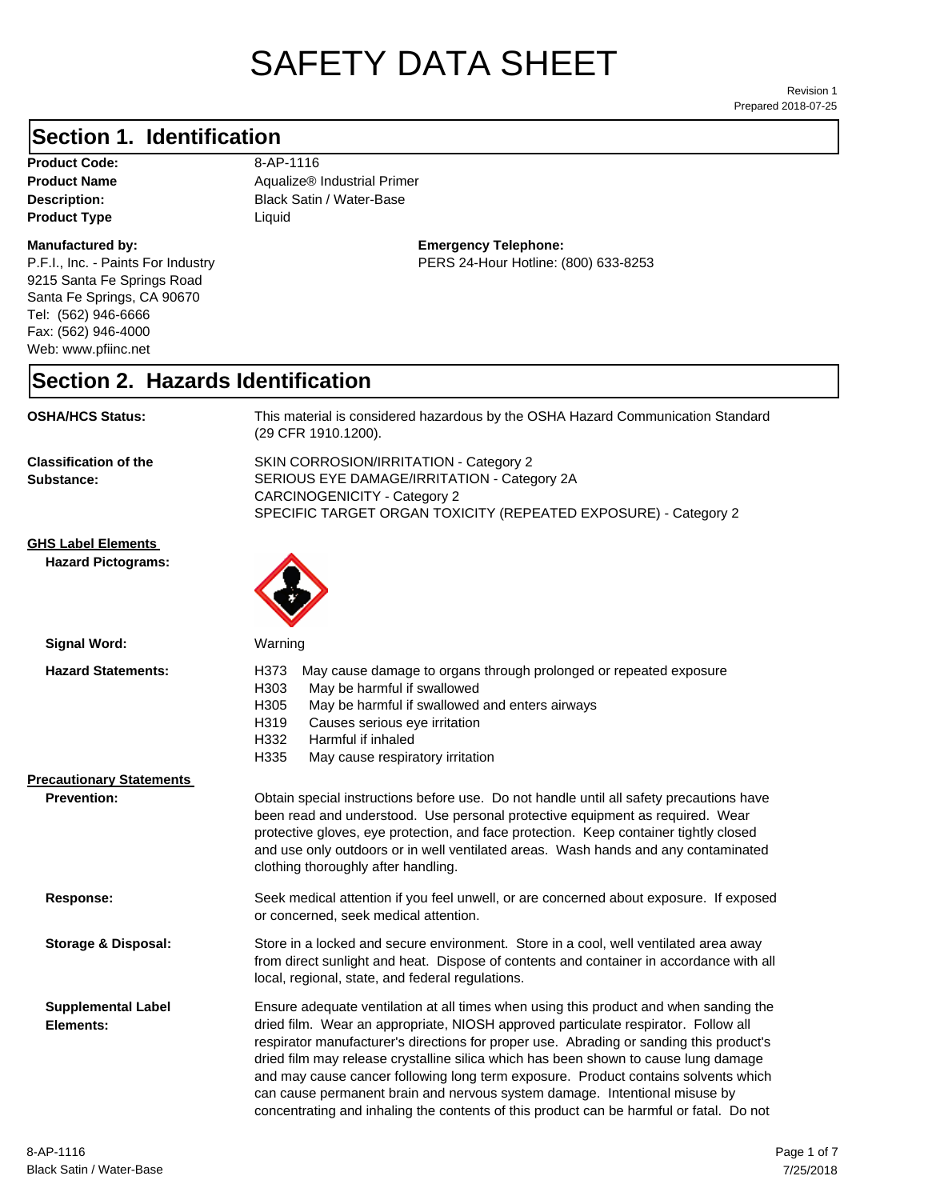# SAFETY DATA SHEET

Revision 1
Prepared 2018-07-25

## Section 1. Identification

**Product Code:** 8-AP-1116
**Product Name** Aqualize® Industrial Primer
**Description:** Black Satin / Water-Base
**Product Type** Liquid

**Manufactured by:**
P.F.I., Inc. - Paints For Industry
9215 Santa Fe Springs Road
Santa Fe Springs, CA 90670
Tel: (562) 946-6666
Fax: (562) 946-4000
Web: www.pfiinc.net

**Emergency Telephone:**
PERS 24-Hour Hotline: (800) 633-8253

## Section 2. Hazards Identification

**OSHA/HCS Status:** This material is considered hazardous by the OSHA Hazard Communication Standard (29 CFR 1910.1200).

**Classification of the Substance:**
SKIN CORROSION/IRRITATION - Category 2
SERIOUS EYE DAMAGE/IRRITATION - Category 2A
CARCINOGENICITY - Category 2
SPECIFIC TARGET ORGAN TOXICITY (REPEATED EXPOSURE) - Category 2

**GHS Label Elements**

**Hazard Pictograms:**

**Signal Word:** Warning

**Hazard Statements:**
- H373 May cause damage to organs through prolonged or repeated exposure
- H303 May be harmful if swallowed
- H305 May be harmful if swallowed and enters airways
- H319 Causes serious eye irritation
- H332 Harmful if inhaled
- H335 May cause respiratory irritation

**Precautionary Statements**

**Prevention:** Obtain special instructions before use. Do not handle until all safety precautions have been read and understood. Use personal protective equipment as required. Wear protective gloves, eye protection, and face protection. Keep container tightly closed and use only outdoors or in well ventilated areas. Wash hands and any contaminated clothing thoroughly after handling.

**Response:** Seek medical attention if you feel unwell, or are concerned about exposure. If exposed or concerned, seek medical attention.

**Storage & Disposal:** Store in a locked and secure environment. Store in a cool, well ventilated area away from direct sunlight and heat. Dispose of contents and container in accordance with all local, regional, state, and federal regulations.

**Supplemental Label Elements:** Ensure adequate ventilation at all times when using this product and when sanding the dried film. Wear an appropriate, NIOSH approved particulate respirator. Follow all respirator manufacturer's directions for proper use. Abrading or sanding this product's dried film may release crystalline silica which has been shown to cause lung damage and may cause cancer following long term exposure. Product contains solvents which can cause permanent brain and nervous system damage. Intentional misuse by concentrating and inhaling the contents of this product can be harmful or fatal. Do not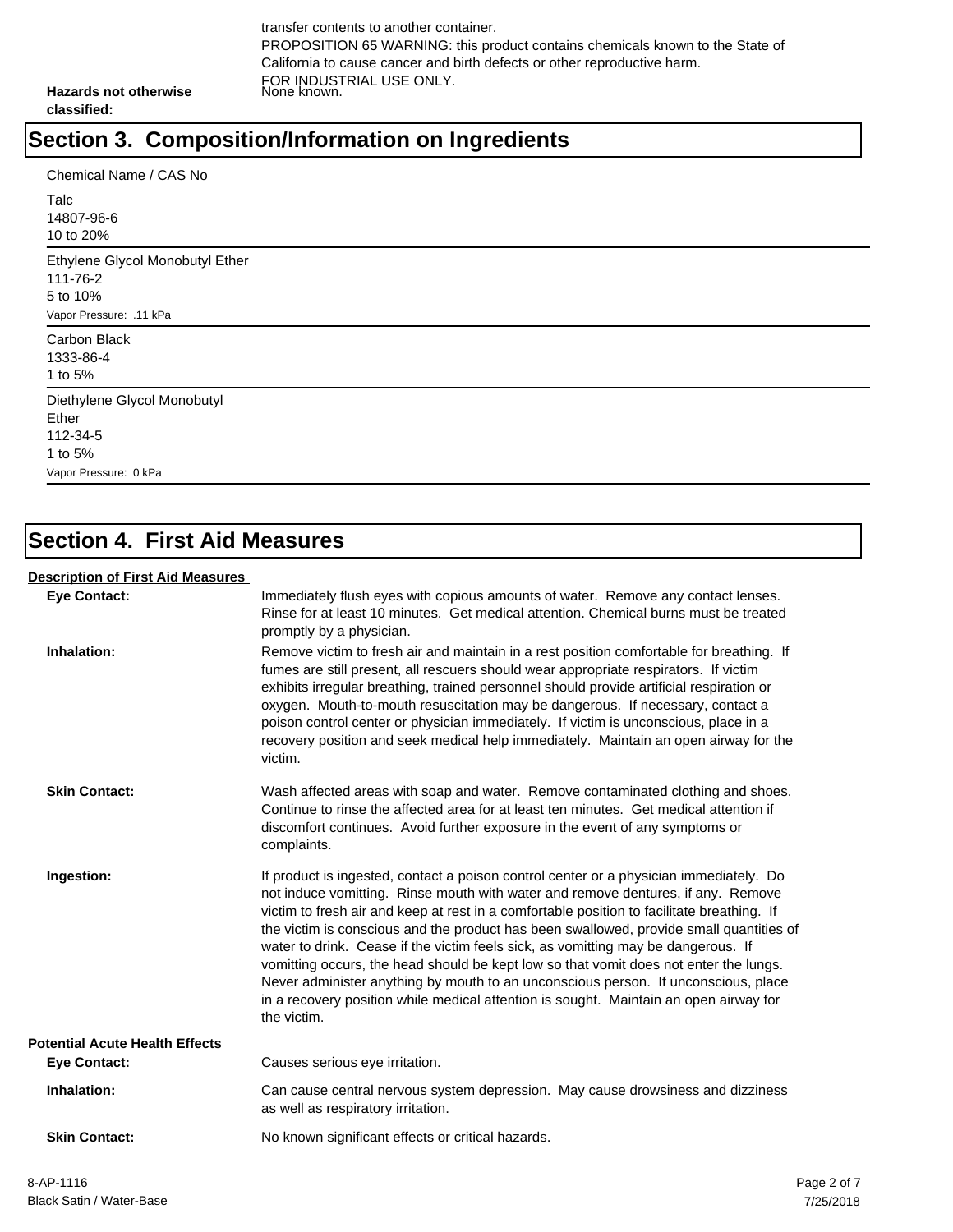transfer contents to another container.
PROPOSITION 65 WARNING: this product contains chemicals known to the State of California to cause cancer and birth defects or other reproductive harm.
FOR INDUSTRIAL USE ONLY.

**Hazards not otherwise classified:** None known.

# Section 3. Composition/Information on Ingredients

Chemical Name / CAS No

Talc
14807-96-6
10 to 20%

Ethylene Glycol Monobutyl Ether
111-76-2
5 to 10%
Vapor Pressure: .11 kPa

Carbon Black
1333-86-4
1 to 5%

Diethylene Glycol Monobutyl Ether
112-34-5
1 to 5%
Vapor Pressure: 0 kPa

# Section 4. First Aid Measures

**Description of First Aid Measures**

**Eye Contact:** Immediately flush eyes with copious amounts of water. Remove any contact lenses. Rinse for at least 10 minutes. Get medical attention. Chemical burns must be treated promptly by a physician.

**Inhalation:** Remove victim to fresh air and maintain in a rest position comfortable for breathing. If fumes are still present, all rescuers should wear appropriate respirators. If victim exhibits irregular breathing, trained personnel should provide artificial respiration or oxygen. Mouth-to-mouth resuscitation may be dangerous. If necessary, contact a poison control center or physician immediately. If victim is unconscious, place in a recovery position and seek medical help immediately. Maintain an open airway for the victim.

**Skin Contact:** Wash affected areas with soap and water. Remove contaminated clothing and shoes. Continue to rinse the affected area for at least ten minutes. Get medical attention if discomfort continues. Avoid further exposure in the event of any symptoms or complaints.

**Ingestion:** If product is ingested, contact a poison control center or a physician immediately. Do not induce vomitting. Rinse mouth with water and remove dentures, if any. Remove victim to fresh air and keep at rest in a comfortable position to facilitate breathing. If the victim is conscious and the product has been swallowed, provide small quantities of water to drink. Cease if the victim feels sick, as vomitting may be dangerous. If vomitting occurs, the head should be kept low so that vomit does not enter the lungs. Never administer anything by mouth to an unconscious person. If unconscious, place in a recovery position while medical attention is sought. Maintain an open airway for the victim.

**Potential Acute Health Effects**

**Eye Contact:** Causes serious eye irritation.

**Inhalation:** Can cause central nervous system depression. May cause drowsiness and dizziness as well as respiratory irritation.

**Skin Contact:** No known significant effects or critical hazards.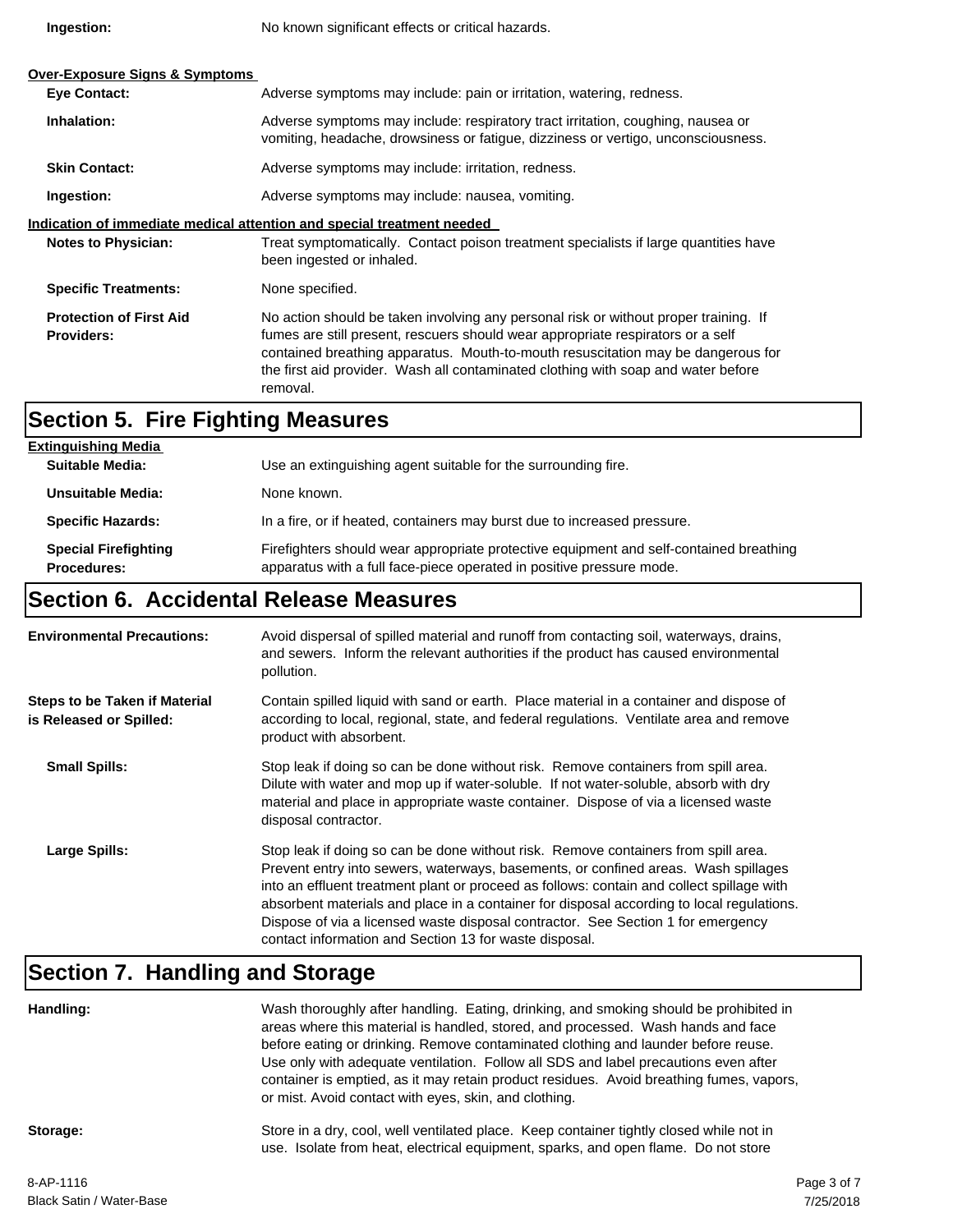**Ingestion:** No known significant effects or critical hazards.

**Over-Exposure Signs & Symptoms**

**Eye Contact:** Adverse symptoms may include: pain or irritation, watering, redness.

**Inhalation:** Adverse symptoms may include: respiratory tract irritation, coughing, nausea or vomiting, headache, drowsiness or fatigue, dizziness or vertigo, unconsciousness.

**Skin Contact:** Adverse symptoms may include: irritation, redness.

**Ingestion:** Adverse symptoms may include: nausea, vomiting.

**Indication of immediate medical attention and special treatment needed**

**Notes to Physician:** Treat symptomatically. Contact poison treatment specialists if large quantities have been ingested or inhaled.

**Specific Treatments:** None specified.

**Protection of First Aid Providers:** No action should be taken involving any personal risk or without proper training. If fumes are still present, rescuers should wear appropriate respirators or a self contained breathing apparatus. Mouth-to-mouth resuscitation may be dangerous for the first aid provider. Wash all contaminated clothing with soap and water before removal.

## Section 5. Fire Fighting Measures

**Extinguishing Media**

**Suitable Media:** Use an extinguishing agent suitable for the surrounding fire.

**Unsuitable Media:** None known.

**Specific Hazards:** In a fire, or if heated, containers may burst due to increased pressure.

**Special Firefighting Procedures:** Firefighters should wear appropriate protective equipment and self-contained breathing apparatus with a full face-piece operated in positive pressure mode.

## Section 6. Accidental Release Measures

**Environmental Precautions:** Avoid dispersal of spilled material and runoff from contacting soil, waterways, drains, and sewers. Inform the relevant authorities if the product has caused environmental pollution.

**Steps to be Taken if Material is Released or Spilled:** Contain spilled liquid with sand or earth. Place material in a container and dispose of according to local, regional, state, and federal regulations. Ventilate area and remove product with absorbent.

**Small Spills:** Stop leak if doing so can be done without risk. Remove containers from spill area. Dilute with water and mop up if water-soluble. If not water-soluble, absorb with dry material and place in appropriate waste container. Dispose of via a licensed waste disposal contractor.

**Large Spills:** Stop leak if doing so can be done without risk. Remove containers from spill area. Prevent entry into sewers, waterways, basements, or confined areas. Wash spillages into an effluent treatment plant or proceed as follows: contain and collect spillage with absorbent materials and place in a container for disposal according to local regulations. Dispose of via a licensed waste disposal contractor. See Section 1 for emergency contact information and Section 13 for waste disposal.

## Section 7. Handling and Storage

**Handling:** Wash thoroughly after handling. Eating, drinking, and smoking should be prohibited in areas where this material is handled, stored, and processed. Wash hands and face before eating or drinking. Remove contaminated clothing and launder before reuse. Use only with adequate ventilation. Follow all SDS and label precautions even after container is emptied, as it may retain product residues. Avoid breathing fumes, vapors, or mist. Avoid contact with eyes, skin, and clothing.

**Storage:** Store in a dry, cool, well ventilated place. Keep container tightly closed while not in use. Isolate from heat, electrical equipment, sparks, and open flame. Do not store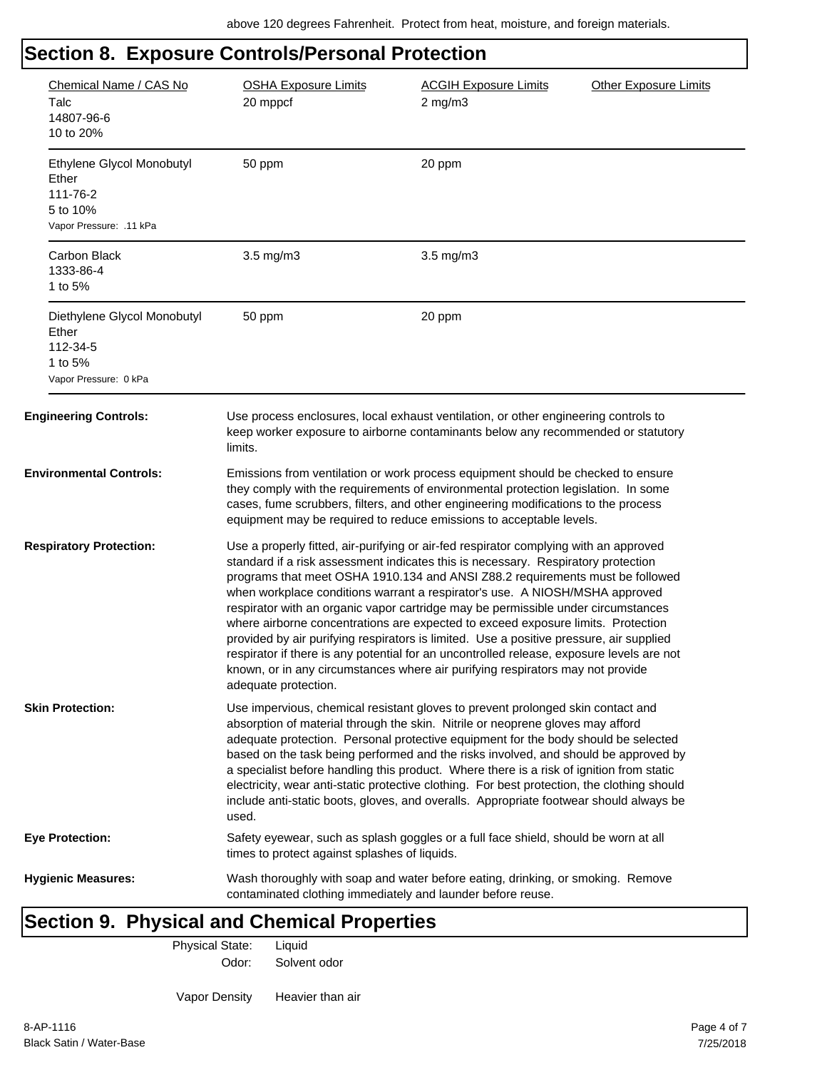above 120 degrees Fahrenheit. Protect from heat, moisture, and foreign materials.

## Section 8. Exposure Controls/Personal Protection

| Chemical Name / CAS No | OSHA Exposure Limits | ACGIH Exposure Limits | Other Exposure Limits |
|---|---|---|---|
| Talc<br>14807-96-6<br>10 to 20% | 20 mppcf | 2 mg/m3 | |
| Ethylene Glycol Monobutyl Ether<br>111-76-2<br>5 to 10%<br>Vapor Pressure: .11 kPa | 50 ppm | 20 ppm | |
| Carbon Black<br>1333-86-4<br>1 to 5% | 3.5 mg/m3 | 3.5 mg/m3 | |
| Diethylene Glycol Monobutyl Ether<br>112-34-5<br>1 to 5%<br>Vapor Pressure: 0 kPa | 50 ppm | 20 ppm | |

**Engineering Controls:** Use process enclosures, local exhaust ventilation, or other engineering controls to keep worker exposure to airborne contaminants below any recommended or statutory limits.

**Environmental Controls:** Emissions from ventilation or work process equipment should be checked to ensure they comply with the requirements of environmental protection legislation. In some cases, fume scrubbers, filters, and other engineering modifications to the process equipment may be required to reduce emissions to acceptable levels.

**Respiratory Protection:** Use a properly fitted, air-purifying or air-fed respirator complying with an approved standard if a risk assessment indicates this is necessary. Respiratory protection programs that meet OSHA 1910.134 and ANSI Z88.2 requirements must be followed when workplace conditions warrant a respirator's use. A NIOSH/MSHA approved respirator with an organic vapor cartridge may be permissible under circumstances where airborne concentrations are expected to exceed exposure limits. Protection provided by air purifying respirators is limited. Use a positive pressure, air supplied respirator if there is any potential for an uncontrolled release, exposure levels are not known, or in any circumstances where air purifying respirators may not provide adequate protection.

**Skin Protection:** Use impervious, chemical resistant gloves to prevent prolonged skin contact and absorption of material through the skin. Nitrile or neoprene gloves may afford adequate protection. Personal protective equipment for the body should be selected based on the task being performed and the risks involved, and should be approved by a specialist before handling this product. Where there is a risk of ignition from static electricity, wear anti-static protective clothing. For best protection, the clothing should include anti-static boots, gloves, and overalls. Appropriate footwear should always be used.

**Eye Protection:** Safety eyewear, such as splash goggles or a full face shield, should be worn at all times to protect against splashes of liquids.

**Hygienic Measures:** Wash thoroughly with soap and water before eating, drinking, or smoking. Remove contaminated clothing immediately and launder before reuse.

## Section 9. Physical and Chemical Properties

Physical State: Liquid

Odor: Solvent odor

Vapor Density: Heavier than air

8-AP-1116
Black Satin / Water-Base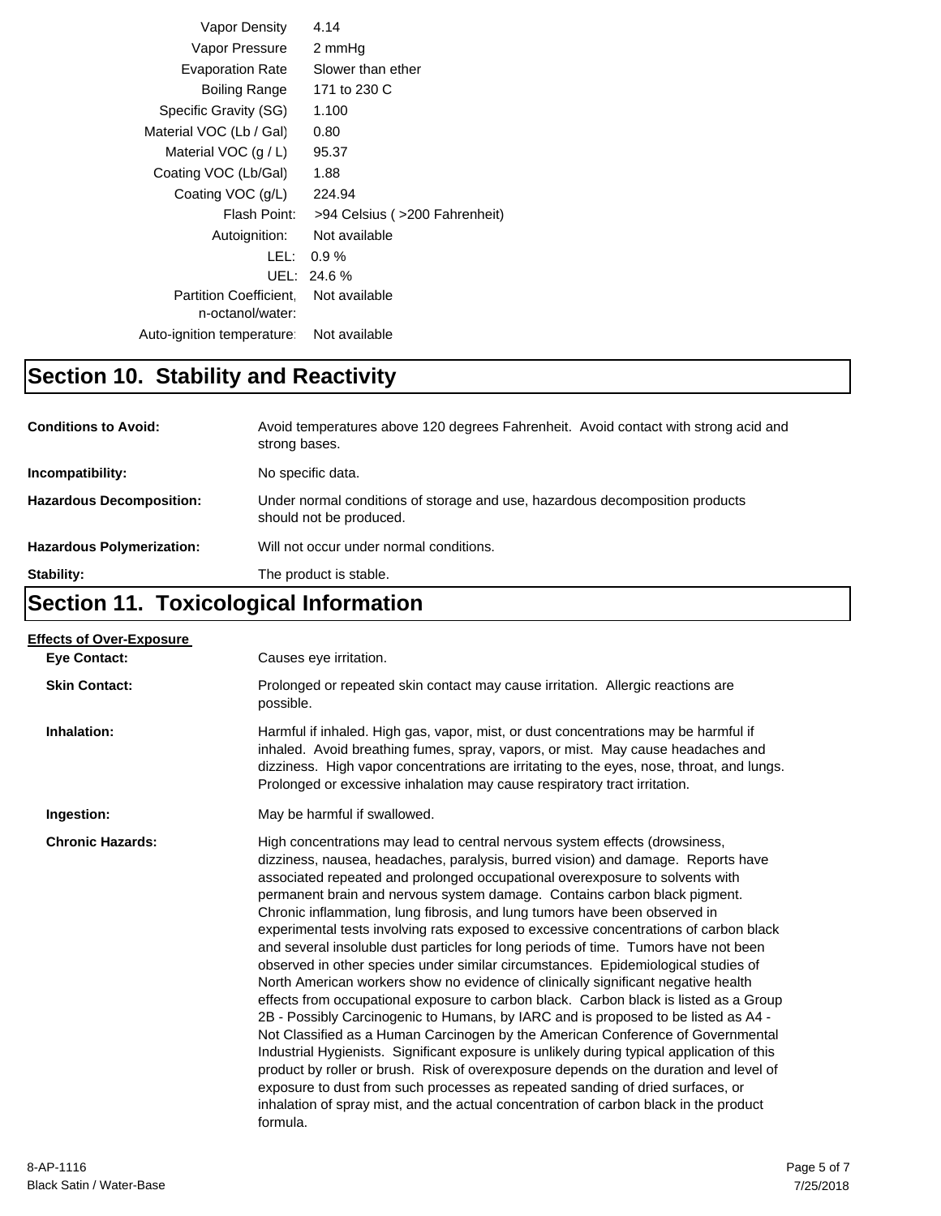| | |
|---|---|
| Vapor Density | 4.14 |
| Vapor Pressure | 2 mmHg |
| Evaporation Rate | Slower than ether |
| Boiling Range | 171 to 230 C |
| Specific Gravity (SG) | 1.100 |
| Material VOC (Lb / Gal) | 0.80 |
| Material VOC (g / L) | 95.37 |
| Coating VOC (Lb/Gal) | 1.88 |
| Coating VOC (g/L) | 224.94 |
| Flash Point: | >94 Celsius ( >200 Fahrenheit) |
| Autoignition: | Not available |
| LEL: | 0.9 % |
| UEL: | 24.6 % |
| Partition Coefficient, n-octanol/water: | Not available |
| Auto-ignition temperature: | Not available |

## Section 10. Stability and Reactivity

**Conditions to Avoid:** Avoid temperatures above 120 degrees Fahrenheit. Avoid contact with strong acid and strong bases.

**Incompatibility:** No specific data.

**Hazardous Decomposition:** Under normal conditions of storage and use, hazardous decomposition products should not be produced.

**Hazardous Polymerization:** Will not occur under normal conditions.

**Stability:** The product is stable.

## Section 11. Toxicological Information

**Effects of Over-Exposure**

**Eye Contact:** Causes eye irritation.

**Skin Contact:** Prolonged or repeated skin contact may cause irritation. Allergic reactions are possible.

**Inhalation:** Harmful if inhaled. High gas, vapor, mist, or dust concentrations may be harmful if inhaled. Avoid breathing fumes, spray, vapors, or mist. May cause headaches and dizziness. High vapor concentrations are irritating to the eyes, nose, throat, and lungs. Prolonged or excessive inhalation may cause respiratory tract irritation.

**Ingestion:** May be harmful if swallowed.

**Chronic Hazards:** High concentrations may lead to central nervous system effects (drowsiness, dizziness, nausea, headaches, paralysis, burred vision) and damage. Reports have associated repeated and prolonged occupational overexposure to solvents with permanent brain and nervous system damage. Contains carbon black pigment. Chronic inflammation, lung fibrosis, and lung tumors have been observed in experimental tests involving rats exposed to excessive concentrations of carbon black and several insoluble dust particles for long periods of time. Tumors have not been observed in other species under similar circumstances. Epidemiological studies of North American workers show no evidence of clinically significant negative health effects from occupational exposure to carbon black. Carbon black is listed as a Group 2B - Possibly Carcinogenic to Humans, by IARC and is proposed to be listed as A4 - Not Classified as a Human Carcinogen by the American Conference of Governmental Industrial Hygienists. Significant exposure is unlikely during typical application of this product by roller or brush. Risk of overexposure depends on the duration and level of exposure to dust from such processes as repeated sanding of dried surfaces, or inhalation of spray mist, and the actual concentration of carbon black in the product formula.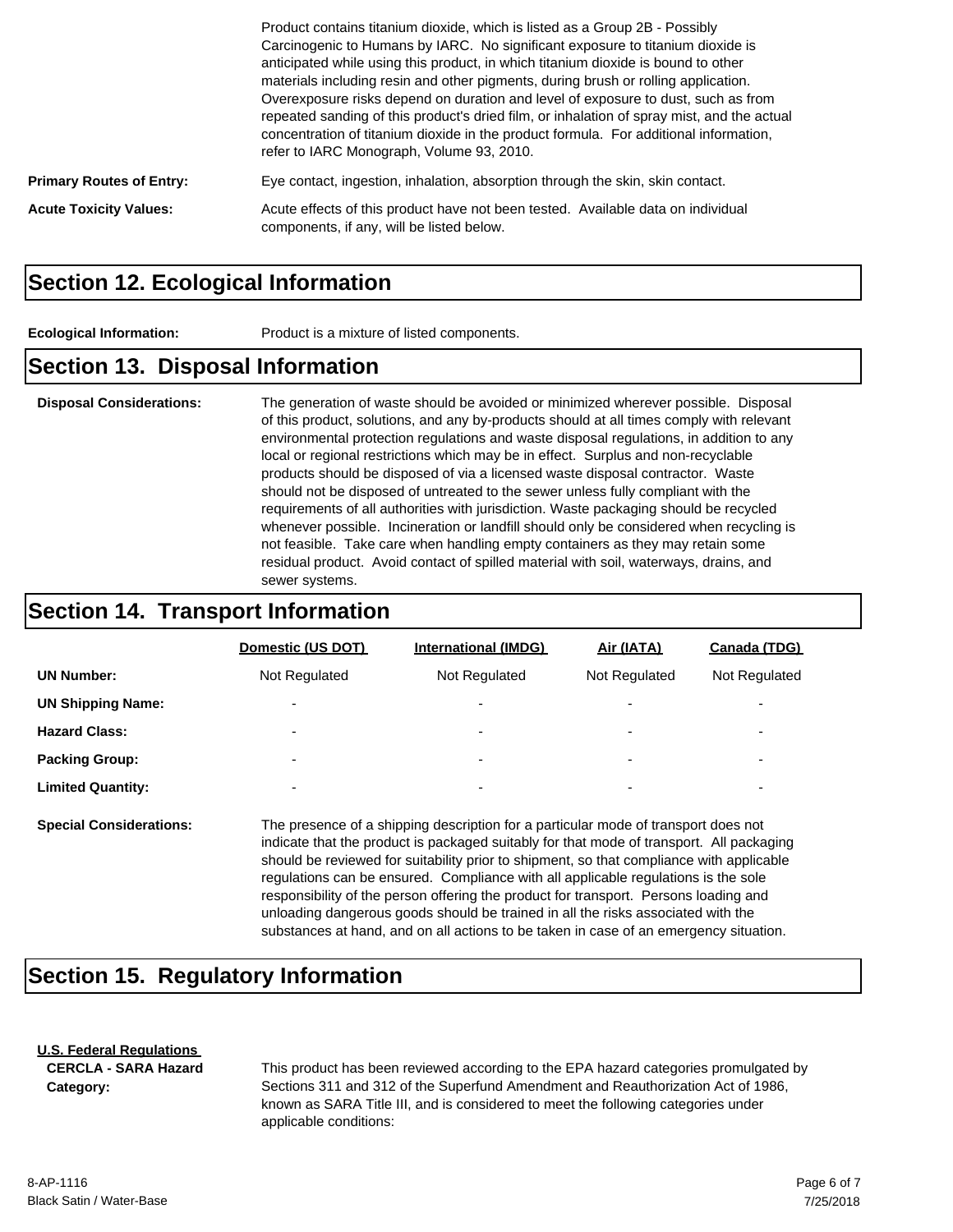Product contains titanium dioxide, which is listed as a Group 2B - Possibly Carcinogenic to Humans by IARC. No significant exposure to titanium dioxide is anticipated while using this product, in which titanium dioxide is bound to other materials including resin and other pigments, during brush or rolling application. Overexposure risks depend on duration and level of exposure to dust, such as from repeated sanding of this product's dried film, or inhalation of spray mist, and the actual concentration of titanium dioxide in the product formula. For additional information, refer to IARC Monograph, Volume 93, 2010.

**Primary Routes of Entry:** Eye contact, ingestion, inhalation, absorption through the skin, skin contact.

**Acute Toxicity Values:** Acute effects of this product have not been tested. Available data on individual components, if any, will be listed below.

## Section 12. Ecological Information

**Ecological Information:** Product is a mixture of listed components.

## Section 13. Disposal Information

**Disposal Considerations:** The generation of waste should be avoided or minimized wherever possible. Disposal of this product, solutions, and any by-products should at all times comply with relevant environmental protection regulations and waste disposal regulations, in addition to any local or regional restrictions which may be in effect. Surplus and non-recyclable products should be disposed of via a licensed waste disposal contractor. Waste should not be disposed of untreated to the sewer unless fully compliant with the requirements of all authorities with jurisdiction. Waste packaging should be recycled whenever possible. Incineration or landfill should only be considered when recycling is not feasible. Take care when handling empty containers as they may retain some residual product. Avoid contact of spilled material with soil, waterways, drains, and sewer systems.

## Section 14. Transport Information

| | Domestic (US DOT) | International (IMDG) | Air (IATA) | Canada (TDG) |
|---|---|---|---|---|
| **UN Number:** | Not Regulated | Not Regulated | Not Regulated | Not Regulated |
| **UN Shipping Name:** | - | - | - | - |
| **Hazard Class:** | - | - | - | - |
| **Packing Group:** | - | - | - | - |
| **Limited Quantity:** | - | - | - | - |

**Special Considerations:** The presence of a shipping description for a particular mode of transport does not indicate that the product is packaged suitably for that mode of transport. All packaging should be reviewed for suitability prior to shipment, so that compliance with applicable regulations can be ensured. Compliance with all applicable regulations is the sole responsibility of the person offering the product for transport. Persons loading and unloading dangerous goods should be trained in all the risks associated with the substances at hand, and on all actions to be taken in case of an emergency situation.

## Section 15. Regulatory Information

**U.S. Federal Regulations**

**CERCLA - SARA Hazard Category:** This product has been reviewed according to the EPA hazard categories promulgated by Sections 311 and 312 of the Superfund Amendment and Reauthorization Act of 1986, known as SARA Title III, and is considered to meet the following categories under applicable conditions: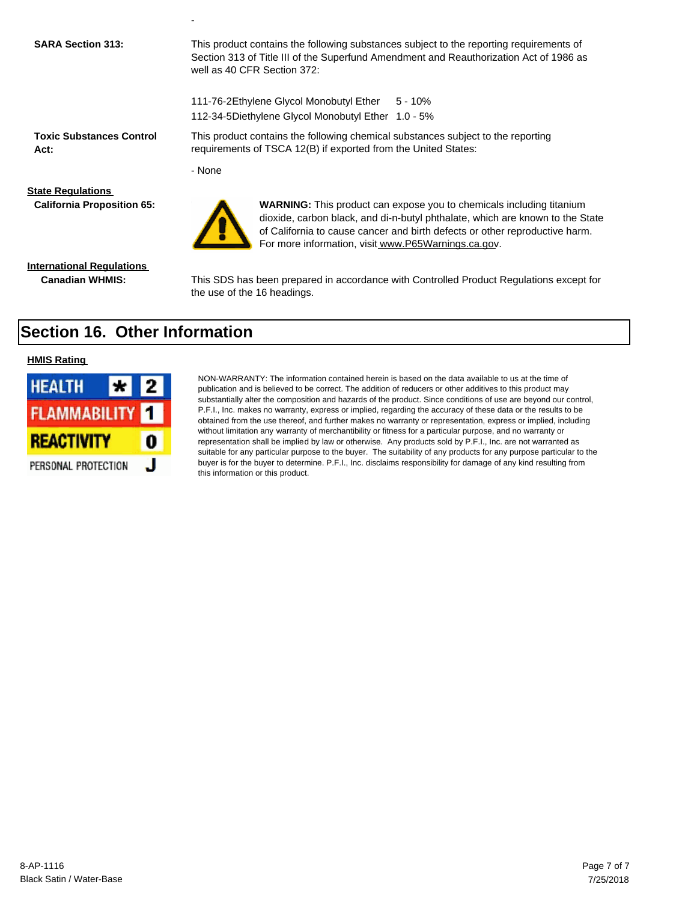-

**SARA Section 313:** This product contains the following substances subject to the reporting requirements of Section 313 of Title III of the Superfund Amendment and Reauthorization Act of 1986 as well as 40 CFR Section 372:

111-76-2Ethylene Glycol Monobutyl Ether 5 - 10%
112-34-5Diethylene Glycol Monobutyl Ether 1.0 - 5%

**Toxic Substances Control Act:** This product contains the following chemical substances subject to the reporting requirements of TSCA 12(B) if exported from the United States:

- None

**State Regulations**

**California Proposition 65:**

**WARNING:** This product can expose you to chemicals including titanium dioxide, carbon black, and di-n-butyl phthalate, which are known to the State of California to cause cancer and birth defects or other reproductive harm. For more information, visit www.P65Warnings.ca.gov.

**International Regulations**

**Canadian WHMIS:** This SDS has been prepared in accordance with Controlled Product Regulations except for the use of the 16 headings.

## Section 16. Other Information

**HMIS Rating**

| | | |
|---|---|---|
| HEALTH | * | 2 |
| FLAMMABILITY | | 1 |
| REACTIVITY | | 0 |
| PERSONAL PROTECTION | | J |

NON-WARRANTY: The information contained herein is based on the data available to us at the time of publication and is believed to be correct. The addition of reducers or other additives to this product may substantially alter the composition and hazards of the product. Since conditions of use are beyond our control, P.F.I., Inc. makes no warranty, express or implied, regarding the accuracy of these data or the results to be obtained from the use thereof, and further makes no warranty or representation, express or implied, including without limitation any warranty of merchantibility or fitness for a particular purpose, and no warranty or representation shall be implied by law or otherwise. Any products sold by P.F.I., Inc. are not warranted as suitable for any particular purpose to the buyer. The suitability of any products for any purpose particular to the buyer is for the buyer to determine. P.F.I., Inc. disclaims responsibility for damage of any kind resulting from this information or this product.

8-AP-1116
Black Satin / Water-Base

7/25/2018